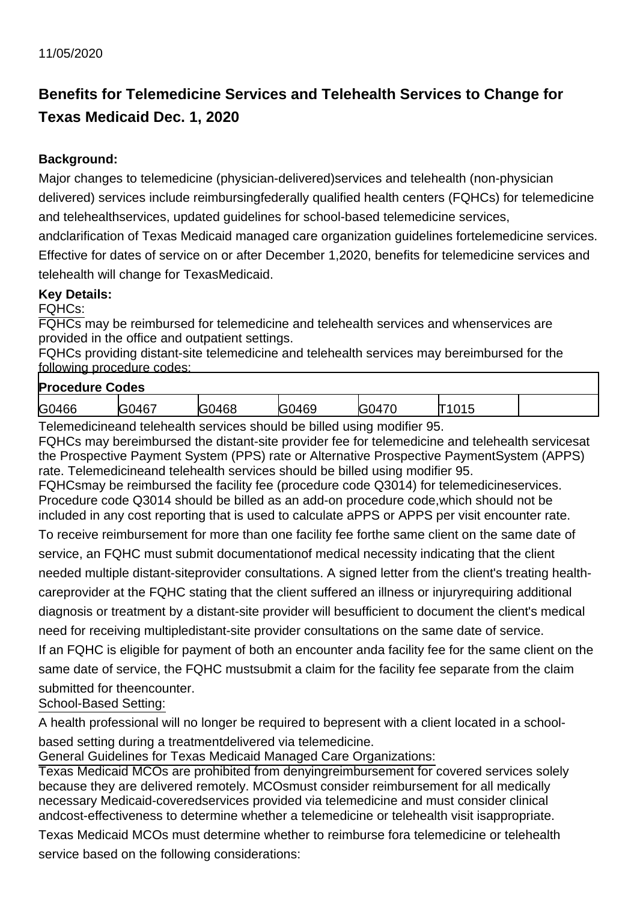11/05/2020

# Benefits for Telemedicine Services and Telehealth Services to Change for Texas Medicaid Dec. 1, 2020

**Background:**

Major changes to telemedicine (physician-delivered)services and telehealth (non-physician delivered) services include reimbursingfederally qualified health centers (FQHCs) for telemedicine and telehealthservices, updated guidelines for school-based telemedicine services, andclarification of Texas Medicaid managed care organization guidelines fortelemedicine services. Effective for dates of service on or after December 1,2020, benefits for telemedicine services and telehealth will change for TexasMedicaid.

**Key Details:**

FQHCs:

FQHCs may be reimbursed for telemedicine and telehealth services and whenservices are provided in the office and outpatient settings.

FQHCs providing distant-site telemedicine and telehealth services may bereimbursed for the following procedure codes:

| Procedure Codes | | | | | | |
|---|---|---|---|---|---|---|
| G0466 | G0467 | G0468 | G0469 | G0470 | T1015 | |

Telemedicineand telehealth services should be billed using modifier 95.

FQHCs may bereimbursed the distant-site provider fee for telemedicine and telehealth servicesat the Prospective Payment System (PPS) rate or Alternative Prospective PaymentSystem (APPS) rate. Telemedicineand telehealth services should be billed using modifier 95.

FQHCsmay be reimbursed the facility fee (procedure code Q3014) for telemedicineservices. Procedure code Q3014 should be billed as an add-on procedure code,which should not be included in any cost reporting that is used to calculate aPPS or APPS per visit encounter rate.

To receive reimbursement for more than one facility fee forthe same client on the same date of service, an FQHC must submit documentationof medical necessity indicating that the client needed multiple distant-siteprovider consultations. A signed letter from the client's treating health-careprovider at the FQHC stating that the client suffered an illness or injuryrequiring additional diagnosis or treatment by a distant-site provider will besufficient to document the client's medical need for receiving multipledistant-site provider consultations on the same date of service.

If an FQHC is eligible for payment of both an encounter anda facility fee for the same client on the same date of service, the FQHC mustsubmit a claim for the facility fee separate from the claim submitted for theencounter.

School-Based Setting:

A health professional will no longer be required to bepresent with a client located in a school-based setting during a treatmentdelivered via telemedicine.

General Guidelines for Texas Medicaid Managed Care Organizations:

Texas Medicaid MCOs are prohibited from denyingreimbursement for covered services solely because they are delivered remotely. MCOsmust consider reimbursement for all medically necessary Medicaid-coveredservices provided via telemedicine and must consider clinical andcost-effectiveness to determine whether a telemedicine or telehealth visit isappropriate.

Texas Medicaid MCOs must determine whether to reimburse fora telemedicine or telehealth service based on the following considerations: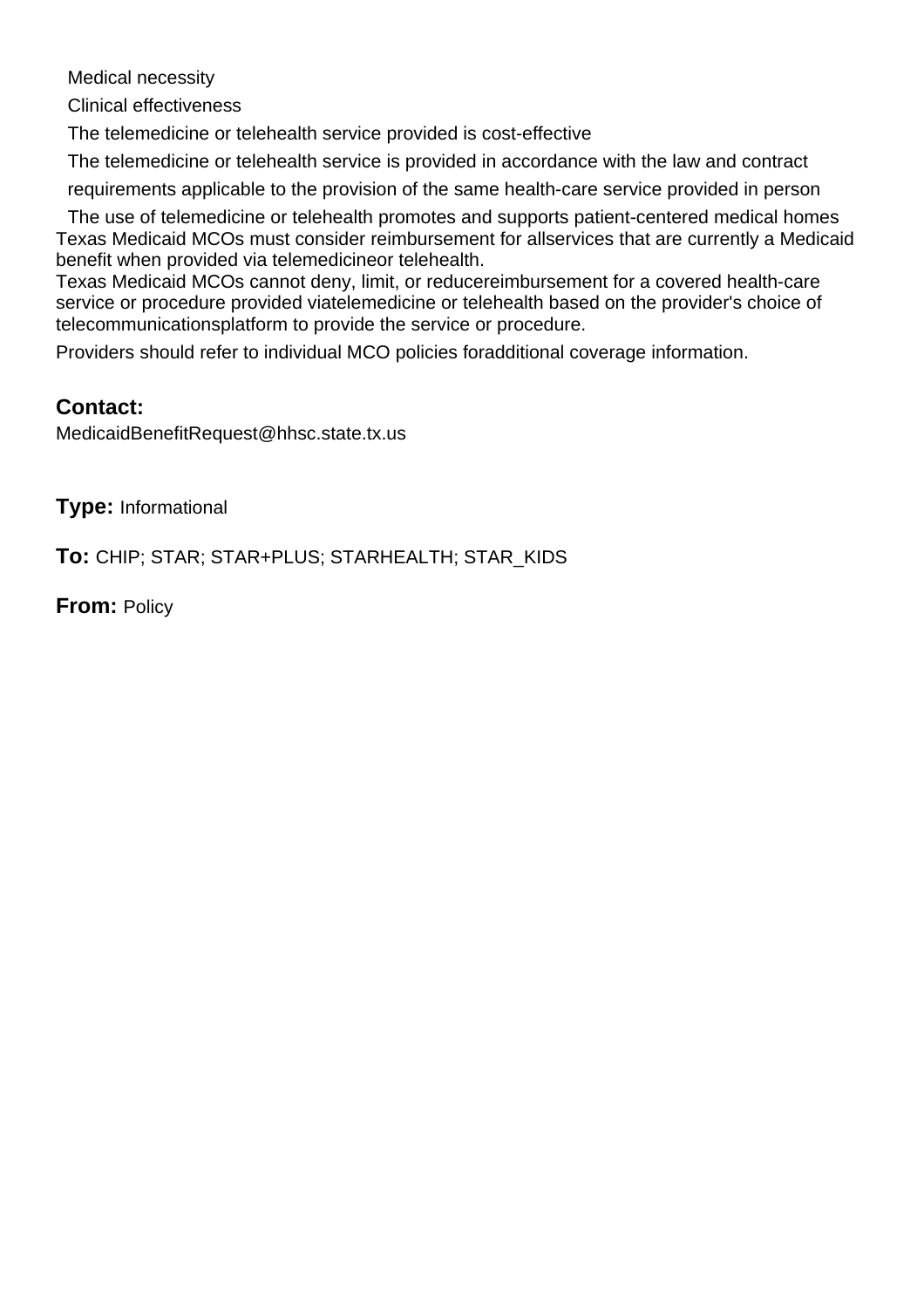- Medical necessity
- Clinical effectiveness
- The telemedicine or telehealth service provided is cost-effective
- The telemedicine or telehealth service is provided in accordance with the law and contract requirements applicable to the provision of the same health-care service provided in person
- The use of telemedicine or telehealth promotes and supports patient-centered medical homes

Texas Medicaid MCOs must consider reimbursement for allservices that are currently a Medicaid benefit when provided via telemedicineor telehealth.

Texas Medicaid MCOs cannot deny, limit, or reducereimbursement for a covered health-care service or procedure provided viatelemedicine or telehealth based on the provider's choice of telecommunicationsplatform to provide the service or procedure.

Providers should refer to individual MCO policies foradditional coverage information.

**Contact:**

MedicaidBenefitRequest@hhsc.state.tx.us

**Type:** Informational

**To:** CHIP; STAR; STAR+PLUS; STARHEALTH; STAR_KIDS

**From:** Policy